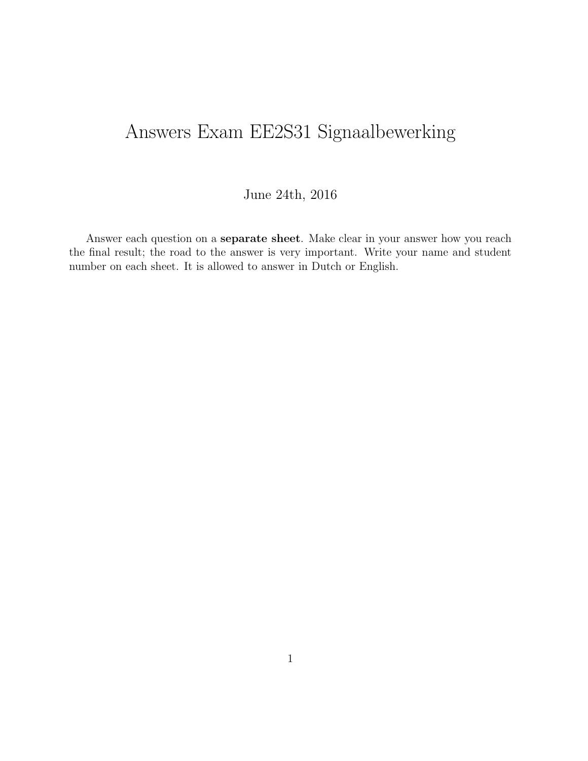# Answers Exam EE2S31 Signaalbewerking

June 24th, 2016

Answer each question on a **separate sheet**. Make clear in your answer how you reach the final result; the road to the answer is very important. Write your name and student number on each sheet. It is allowed to answer in Dutch or English.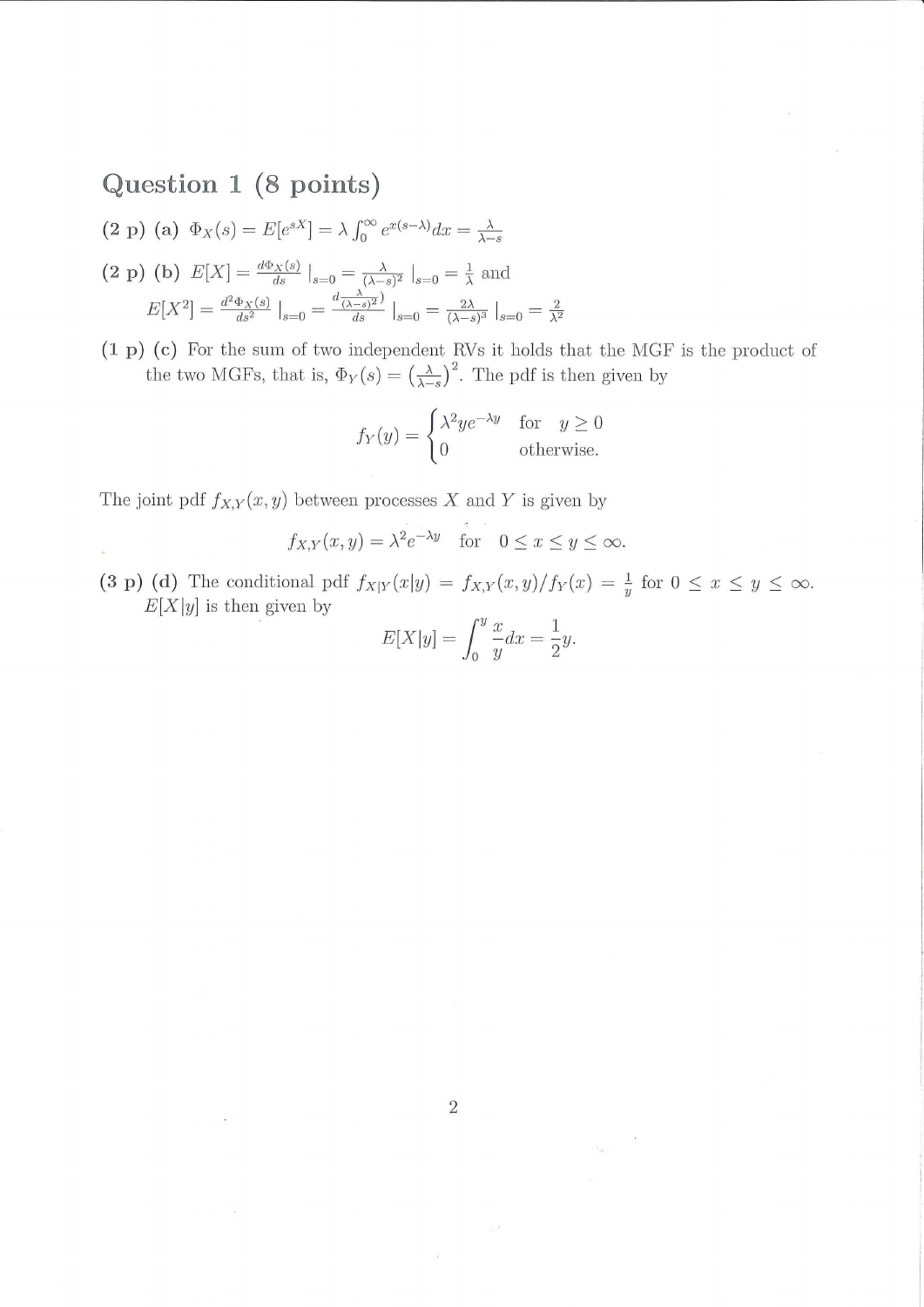## Question 1 (8 points)

**(2 p)** (a) $\Phi_X(s) = E[e^{sX}] = \lambda \int_0^\infty e^{x(s-\lambda)} dx = \frac{\lambda}{\lambda - s}$

**(2 p)** (b) $E[X] = \frac{d\Phi_X(s)}{ds} \mid_{s=0} = \frac{\lambda}{(\lambda-s)^2} \mid_{s=0} = \frac{1}{\lambda}$ and
$E[X^2] = \frac{d^2\Phi_X(s)}{ds^2} \mid_{s=0} = \frac{d\frac{\lambda}{(\lambda-s)^2})}{ds} \mid_{s=0} = \frac{2\lambda}{(\lambda-s)^3} \mid_{s=0} = \frac{2}{\lambda^2}$

**(1 p)** (c) For the sum of two independent RVs it holds that the MGF is the product of the two MGFs, that is, $\Phi_Y(s) = \left(\frac{\lambda}{\lambda-s}\right)^2$. The pdf is then given by

$$f_Y(y) = \begin{cases} \lambda^2 y e^{-\lambda y} & \text{for} \quad y \geq 0 \\ 0 & \text{otherwise.} \end{cases}$$

The joint pdf $f_{X,Y}(x,y)$ between processes $X$ and $Y$ is given by

$$f_{X,Y}(x,y) = \lambda^2 e^{-\lambda y} \quad \text{for} \quad 0 \leq x \leq y \leq \infty.$$

**(3 p)** (d) The conditional pdf $f_{X|Y}(x|y) = f_{X,Y}(x,y)/f_Y(x) = \frac{1}{y}$ for $0 \leq x \leq y \leq \infty$. $E[X|y]$ is then given by

$$E[X|y] = \int_0^y \frac{x}{y} dx = \frac{1}{2}y.$$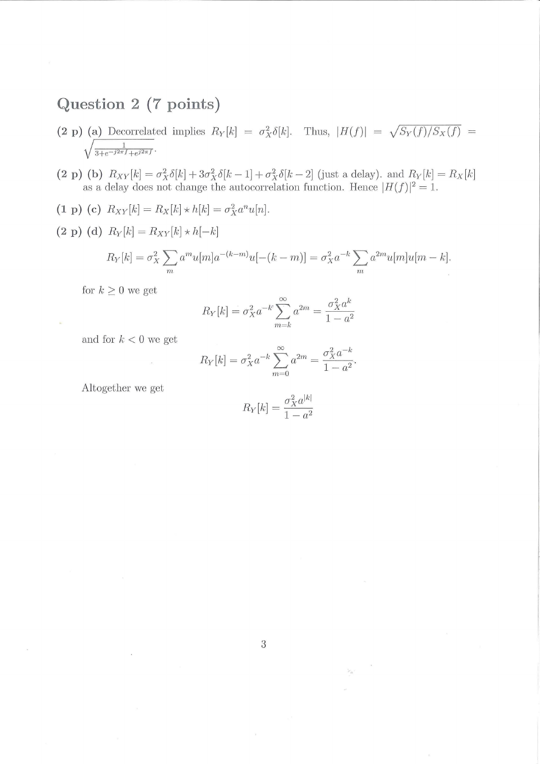# Question 2 (7 points)

**(2 p)** (a) Decorrelated implies $R_Y[k] = \sigma_X^2 \delta[k]$. Thus, $|H(f)| = \sqrt{S_Y(f)/S_X(f)} = \sqrt{\frac{1}{3+e^{-j2\pi f}+e^{j2\pi f}}}$.

**(2 p)** (b) $R_{XY}[k] = \sigma_X^2 \delta[k] + 3\sigma_X^2 \delta[k-1] + \sigma_X^2 \delta[k-2]$ (just a delay). and $R_Y[k] = R_X[k]$ as a delay does not change the autocorrelation function. Hence $|H(f)|^2 = 1$.

**(1 p)** (c) $R_{XY}[k] = R_X[k] \star h[k] = \sigma_X^2 a^n u[n]$.

**(2 p)** (d) $R_Y[k] = R_{XY}[k] \star h[-k]$

$$R_Y[k] = \sigma_X^2 \sum_m a^m u[m] a^{-(k-m)} u[-(k-m)] = \sigma_X^2 a^{-k} \sum_m a^{2m} u[m] u[m-k].$$

for $k \geq 0$ we get

$$R_Y[k] = \sigma_X^2 a^{-k} \sum_{m=k}^{\infty} a^{2m} = \frac{\sigma_X^2 a^k}{1-a^2}$$

and for $k < 0$ we get

$$R_Y[k] = \sigma_X^2 a^{-k} \sum_{m=0}^{\infty} a^{2m} = \frac{\sigma_X^2 a^{-k}}{1-a^2}.$$

Altogether we get

$$R_Y[k] = \frac{\sigma_X^2 a^{|k|}}{1-a^2}$$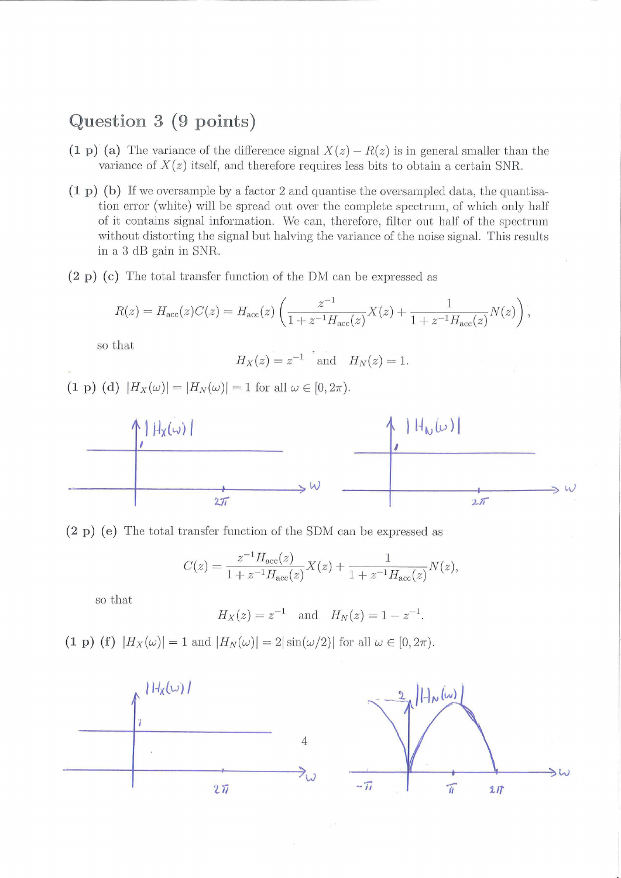# Question 3 (9 points)

(1 p) (a) The variance of the difference signal $X(z) - R(z)$ is in general smaller than the variance of $X(z)$ itself, and therefore requires less bits to obtain a certain SNR.

(1 p) (b) If we oversample by a factor 2 and quantise the oversampled data, the quantisation error (white) will be spread out over the complete spectrum, of which only half of it contains signal information. We can, therefore, filter out half of the spectrum without distorting the signal but halving the variance of the noise signal. This results in a 3 dB gain in SNR.

(2 p) (c) The total transfer function of the DM can be expressed as

$$R(z) = H_{\text{acc}}(z)C(z) = H_{\text{acc}}(z)\left(\frac{z^{-1}}{1+z^{-1}H_{\text{acc}}(z)}X(z) + \frac{1}{1+z^{-1}H_{\text{acc}}(z)}N(z)\right),$$

so that

$$H_X(z) = z^{-1} \quad \text{and} \quad H_N(z) = 1.$$

(1 p) (d) $|H_X(\omega)| = |H_N(\omega)| = 1$ for all $\omega \in [0, 2\pi)$.

(2 p) (e) The total transfer function of the SDM can be expressed as

$$C(z) = \frac{z^{-1}H_{\text{acc}}(z)}{1+z^{-1}H_{\text{acc}}(z)}X(z) + \frac{1}{1+z^{-1}H_{\text{acc}}(z)}N(z),$$

so that

$$H_X(z) = z^{-1} \quad \text{and} \quad H_N(z) = 1 - z^{-1}.$$

(1 p) (f) $|H_X(\omega)| = 1$ and $|H_N(\omega)| = 2|\sin(\omega/2)|$ for all $\omega \in [0, 2\pi)$.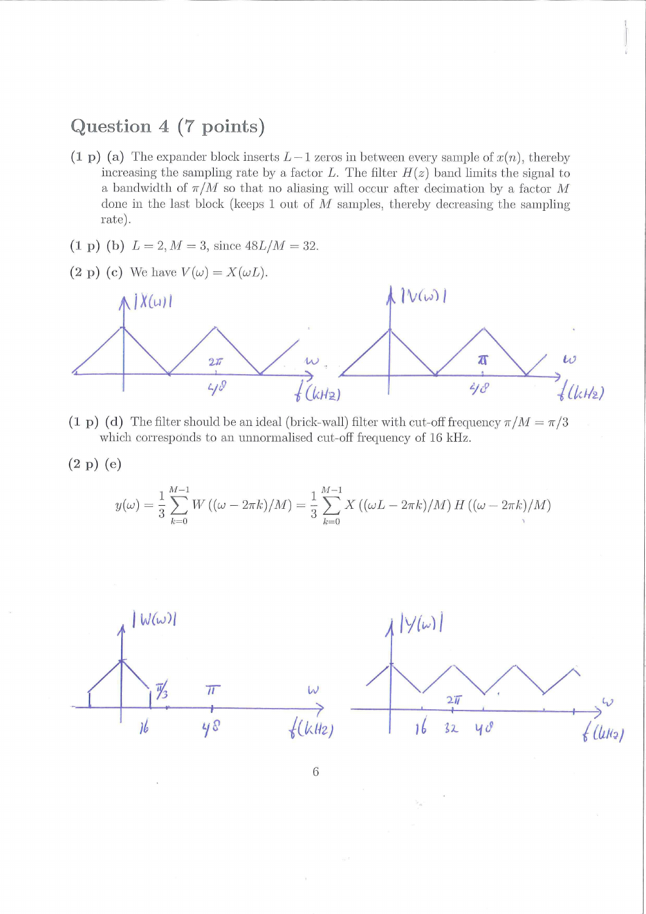## Question 4 (7 points)

(1 p) (a) The expander block inserts $L-1$ zeros in between every sample of $x(n)$, thereby increasing the sampling rate by a factor $L$. The filter $H(z)$ band limits the signal to a bandwidth of $\pi/M$ so that no aliasing will occur after decimation by a factor $M$ done in the last block (keeps 1 out of $M$ samples, thereby decreasing the sampling rate).

(1 p) (b) $L = 2, M = 3$, since $48L/M = 32$.

(2 p) (c) We have $V(\omega) = X(\omega L)$.

(1 p) (d) The filter should be an ideal (brick-wall) filter with cut-off frequency $\pi/M = \pi/3$ which corresponds to an unnormalised cut-off frequency of 16 kHz.

(2 p) (e)

$$y(\omega) = \frac{1}{3}\sum_{k=0}^{M-1} W\left((\omega - 2\pi k)/M\right) = \frac{1}{3}\sum_{k=0}^{M-1} X\left((\omega L - 2\pi k)/M\right) H\left((\omega - 2\pi k)/M\right)$$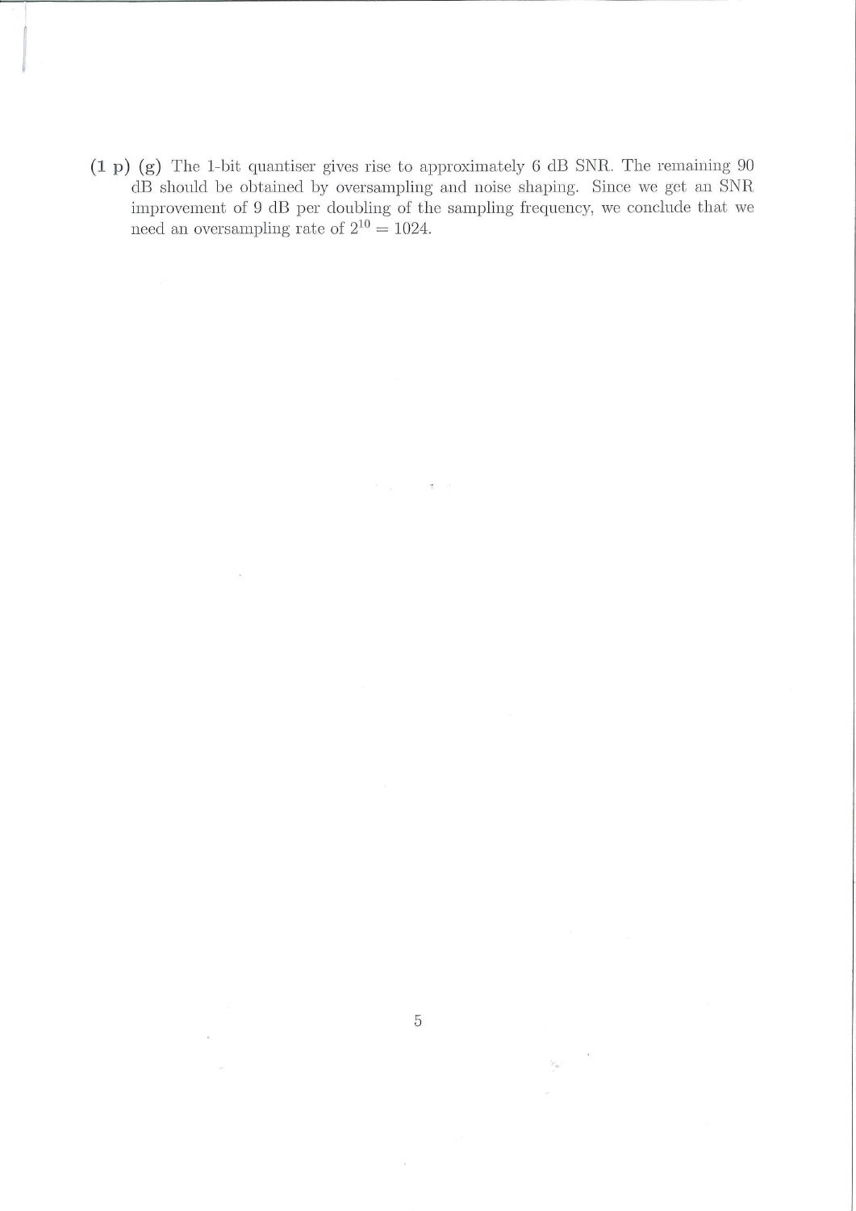**(1 p) (g)** The 1-bit quantiser gives rise to approximately 6 dB SNR. The remaining 90 dB should be obtained by oversampling and noise shaping. Since we get an SNR improvement of 9 dB per doubling of the sampling frequency, we conclude that we need an oversampling rate of $2^{10} = 1024$.